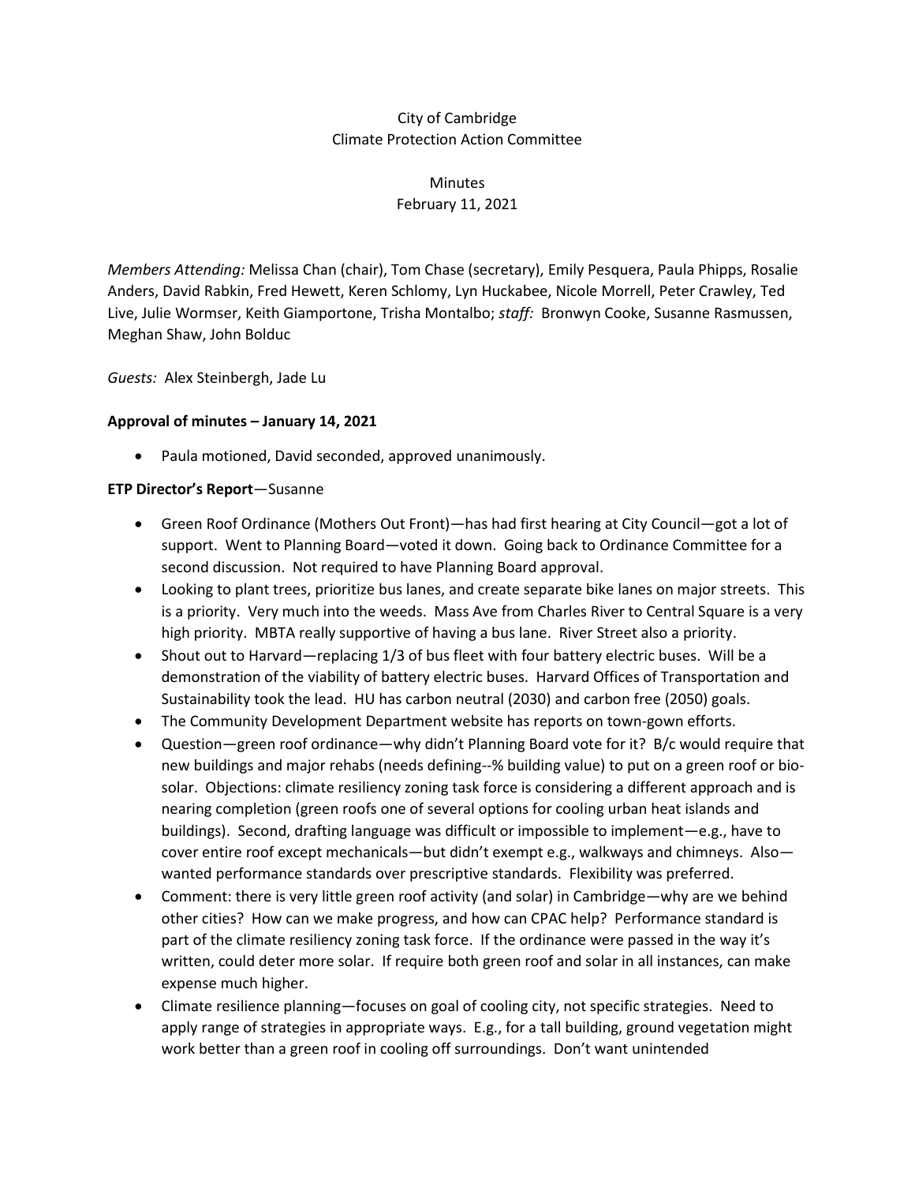City of Cambridge
Climate Protection Action Committee

Minutes
February 11, 2021

*Members Attending:* Melissa Chan (chair), Tom Chase (secretary), Emily Pesquera, Paula Phipps, Rosalie Anders, David Rabkin, Fred Hewett, Keren Schlomy, Lyn Huckabee, Nicole Morrell, Peter Crawley, Ted Live, Julie Wormser, Keith Giamportone, Trisha Montalbo; *staff:* Bronwyn Cooke, Susanne Rasmussen, Meghan Shaw, John Bolduc

*Guests:* Alex Steinbergh, Jade Lu

**Approval of minutes – January 14, 2021**

- Paula motioned, David seconded, approved unanimously.

**ETP Director's Report**—Susanne

- Green Roof Ordinance (Mothers Out Front)—has had first hearing at City Council—got a lot of support. Went to Planning Board—voted it down. Going back to Ordinance Committee for a second discussion. Not required to have Planning Board approval.
- Looking to plant trees, prioritize bus lanes, and create separate bike lanes on major streets. This is a priority. Very much into the weeds. Mass Ave from Charles River to Central Square is a very high priority. MBTA really supportive of having a bus lane. River Street also a priority.
- Shout out to Harvard—replacing 1/3 of bus fleet with four battery electric buses. Will be a demonstration of the viability of battery electric buses. Harvard Offices of Transportation and Sustainability took the lead. HU has carbon neutral (2030) and carbon free (2050) goals.
- The Community Development Department website has reports on town-gown efforts.
- Question—green roof ordinance—why didn't Planning Board vote for it? B/c would require that new buildings and major rehabs (needs defining--% building value) to put on a green roof or bio-solar. Objections: climate resiliency zoning task force is considering a different approach and is nearing completion (green roofs one of several options for cooling urban heat islands and buildings). Second, drafting language was difficult or impossible to implement—e.g., have to cover entire roof except mechanicals—but didn't exempt e.g., walkways and chimneys. Also—wanted performance standards over prescriptive standards. Flexibility was preferred.
- Comment: there is very little green roof activity (and solar) in Cambridge—why are we behind other cities? How can we make progress, and how can CPAC help? Performance standard is part of the climate resiliency zoning task force. If the ordinance were passed in the way it's written, could deter more solar. If require both green roof and solar in all instances, can make expense much higher.
- Climate resilience planning—focuses on goal of cooling city, not specific strategies. Need to apply range of strategies in appropriate ways. E.g., for a tall building, ground vegetation might work better than a green roof in cooling off surroundings. Don't want unintended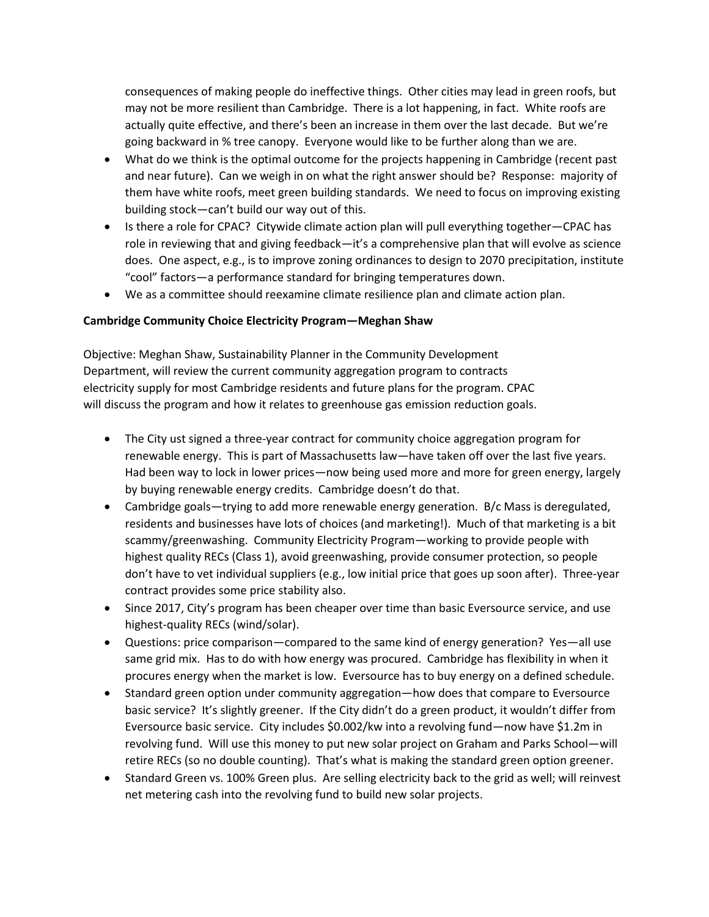consequences of making people do ineffective things. Other cities may lead in green roofs, but may not be more resilient than Cambridge. There is a lot happening, in fact. White roofs are actually quite effective, and there's been an increase in them over the last decade. But we're going backward in % tree canopy. Everyone would like to be further along than we are.

- What do we think is the optimal outcome for the projects happening in Cambridge (recent past and near future). Can we weigh in on what the right answer should be? Response: majority of them have white roofs, meet green building standards. We need to focus on improving existing building stock—can't build our way out of this.
- Is there a role for CPAC? Citywide climate action plan will pull everything together—CPAC has role in reviewing that and giving feedback—it's a comprehensive plan that will evolve as science does. One aspect, e.g., is to improve zoning ordinances to design to 2070 precipitation, institute "cool" factors—a performance standard for bringing temperatures down.
- We as a committee should reexamine climate resilience plan and climate action plan.

**Cambridge Community Choice Electricity Program—Meghan Shaw**

Objective: Meghan Shaw, Sustainability Planner in the Community Development Department, will review the current community aggregation program to contracts electricity supply for most Cambridge residents and future plans for the program. CPAC will discuss the program and how it relates to greenhouse gas emission reduction goals.

- The City ust signed a three-year contract for community choice aggregation program for renewable energy. This is part of Massachusetts law—have taken off over the last five years. Had been way to lock in lower prices—now being used more and more for green energy, largely by buying renewable energy credits. Cambridge doesn't do that.
- Cambridge goals—trying to add more renewable energy generation. B/c Mass is deregulated, residents and businesses have lots of choices (and marketing!). Much of that marketing is a bit scammy/greenwashing. Community Electricity Program—working to provide people with highest quality RECs (Class 1), avoid greenwashing, provide consumer protection, so people don't have to vet individual suppliers (e.g., low initial price that goes up soon after). Three-year contract provides some price stability also.
- Since 2017, City's program has been cheaper over time than basic Eversource service, and use highest-quality RECs (wind/solar).
- Questions: price comparison—compared to the same kind of energy generation? Yes—all use same grid mix. Has to do with how energy was procured. Cambridge has flexibility in when it procures energy when the market is low. Eversource has to buy energy on a defined schedule.
- Standard green option under community aggregation—how does that compare to Eversource basic service? It's slightly greener. If the City didn't do a green product, it wouldn't differ from Eversource basic service. City includes $0.002/kw into a revolving fund—now have $1.2m in revolving fund. Will use this money to put new solar project on Graham and Parks School—will retire RECs (so no double counting). That's what is making the standard green option greener.
- Standard Green vs. 100% Green plus. Are selling electricity back to the grid as well; will reinvest net metering cash into the revolving fund to build new solar projects.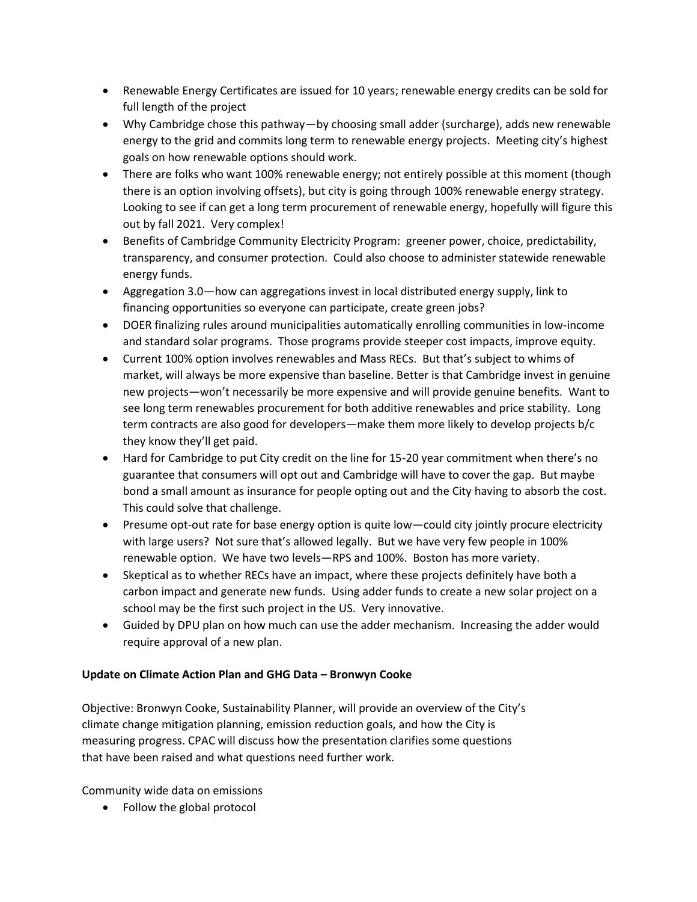- Renewable Energy Certificates are issued for 10 years; renewable energy credits can be sold for full length of the project
- Why Cambridge chose this pathway—by choosing small adder (surcharge), adds new renewable energy to the grid and commits long term to renewable energy projects. Meeting city's highest goals on how renewable options should work.
- There are folks who want 100% renewable energy; not entirely possible at this moment (though there is an option involving offsets), but city is going through 100% renewable energy strategy. Looking to see if can get a long term procurement of renewable energy, hopefully will figure this out by fall 2021. Very complex!
- Benefits of Cambridge Community Electricity Program: greener power, choice, predictability, transparency, and consumer protection. Could also choose to administer statewide renewable energy funds.
- Aggregation 3.0—how can aggregations invest in local distributed energy supply, link to financing opportunities so everyone can participate, create green jobs?
- DOER finalizing rules around municipalities automatically enrolling communities in low-income and standard solar programs. Those programs provide steeper cost impacts, improve equity.
- Current 100% option involves renewables and Mass RECs. But that's subject to whims of market, will always be more expensive than baseline. Better is that Cambridge invest in genuine new projects—won't necessarily be more expensive and will provide genuine benefits. Want to see long term renewables procurement for both additive renewables and price stability. Long term contracts are also good for developers—make them more likely to develop projects b/c they know they'll get paid.
- Hard for Cambridge to put City credit on the line for 15-20 year commitment when there's no guarantee that consumers will opt out and Cambridge will have to cover the gap. But maybe bond a small amount as insurance for people opting out and the City having to absorb the cost. This could solve that challenge.
- Presume opt-out rate for base energy option is quite low—could city jointly procure electricity with large users? Not sure that's allowed legally. But we have very few people in 100% renewable option. We have two levels—RPS and 100%. Boston has more variety.
- Skeptical as to whether RECs have an impact, where these projects definitely have both a carbon impact and generate new funds. Using adder funds to create a new solar project on a school may be the first such project in the US. Very innovative.
- Guided by DPU plan on how much can use the adder mechanism. Increasing the adder would require approval of a new plan.

**Update on Climate Action Plan and GHG Data – Bronwyn Cooke**

Objective: Bronwyn Cooke, Sustainability Planner, will provide an overview of the City's climate change mitigation planning, emission reduction goals, and how the City is measuring progress. CPAC will discuss how the presentation clarifies some questions that have been raised and what questions need further work.

Community wide data on emissions

- Follow the global protocol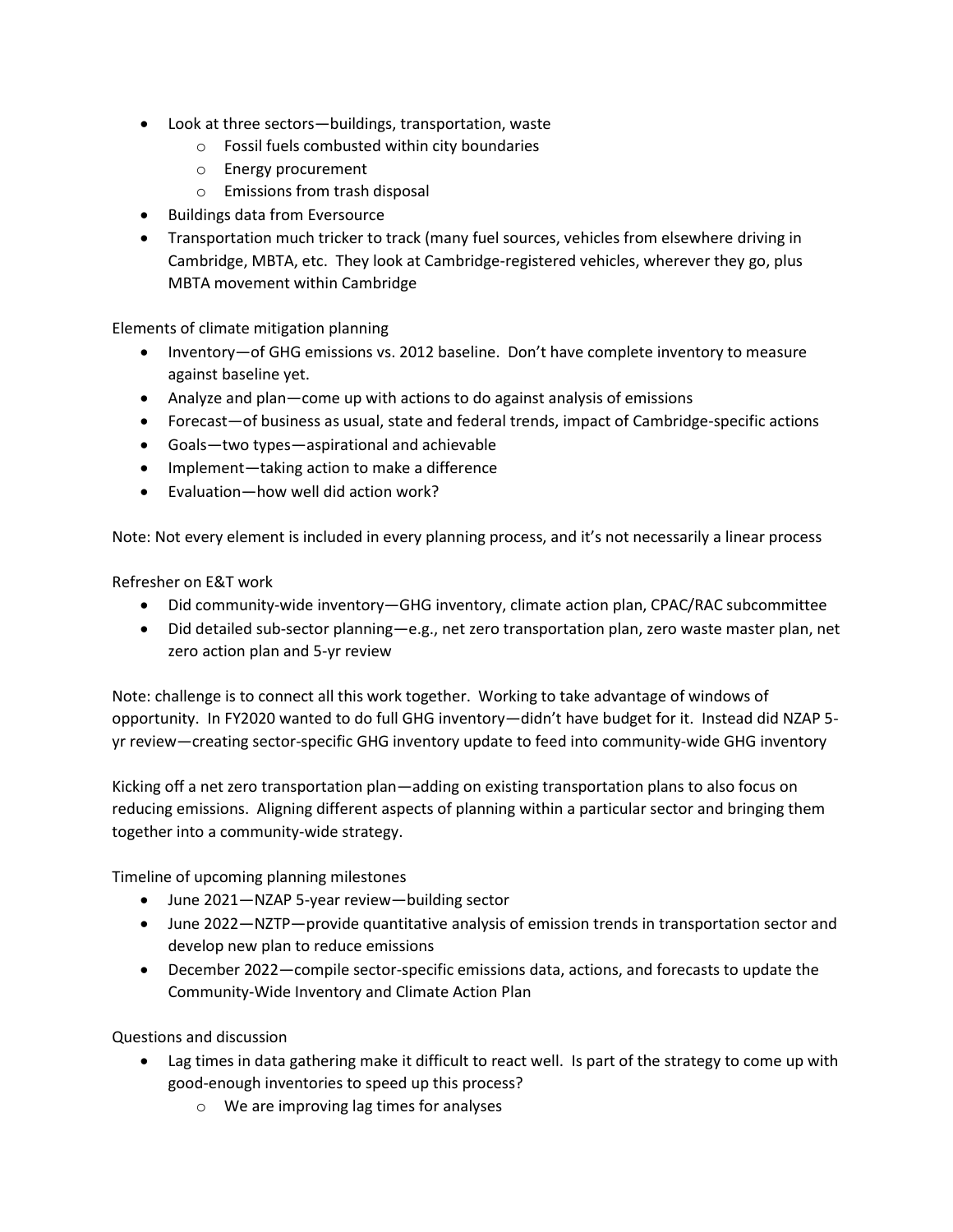- Look at three sectors—buildings, transportation, waste
    - Fossil fuels combusted within city boundaries
    - Energy procurement
    - Emissions from trash disposal
- Buildings data from Eversource
- Transportation much tricker to track (many fuel sources, vehicles from elsewhere driving in Cambridge, MBTA, etc. They look at Cambridge-registered vehicles, wherever they go, plus MBTA movement within Cambridge

Elements of climate mitigation planning

- Inventory—of GHG emissions vs. 2012 baseline. Don't have complete inventory to measure against baseline yet.
- Analyze and plan—come up with actions to do against analysis of emissions
- Forecast—of business as usual, state and federal trends, impact of Cambridge-specific actions
- Goals—two types—aspirational and achievable
- Implement—taking action to make a difference
- Evaluation—how well did action work?

Note: Not every element is included in every planning process, and it's not necessarily a linear process

Refresher on E&T work

- Did community-wide inventory—GHG inventory, climate action plan, CPAC/RAC subcommittee
- Did detailed sub-sector planning—e.g., net zero transportation plan, zero waste master plan, net zero action plan and 5-yr review

Note: challenge is to connect all this work together. Working to take advantage of windows of opportunity. In FY2020 wanted to do full GHG inventory—didn't have budget for it. Instead did NZAP 5-yr review—creating sector-specific GHG inventory update to feed into community-wide GHG inventory

Kicking off a net zero transportation plan—adding on existing transportation plans to also focus on reducing emissions. Aligning different aspects of planning within a particular sector and bringing them together into a community-wide strategy.

Timeline of upcoming planning milestones

- June 2021—NZAP 5-year review—building sector
- June 2022—NZTP—provide quantitative analysis of emission trends in transportation sector and develop new plan to reduce emissions
- December 2022—compile sector-specific emissions data, actions, and forecasts to update the Community-Wide Inventory and Climate Action Plan

Questions and discussion

- Lag times in data gathering make it difficult to react well. Is part of the strategy to come up with good-enough inventories to speed up this process?
    - We are improving lag times for analyses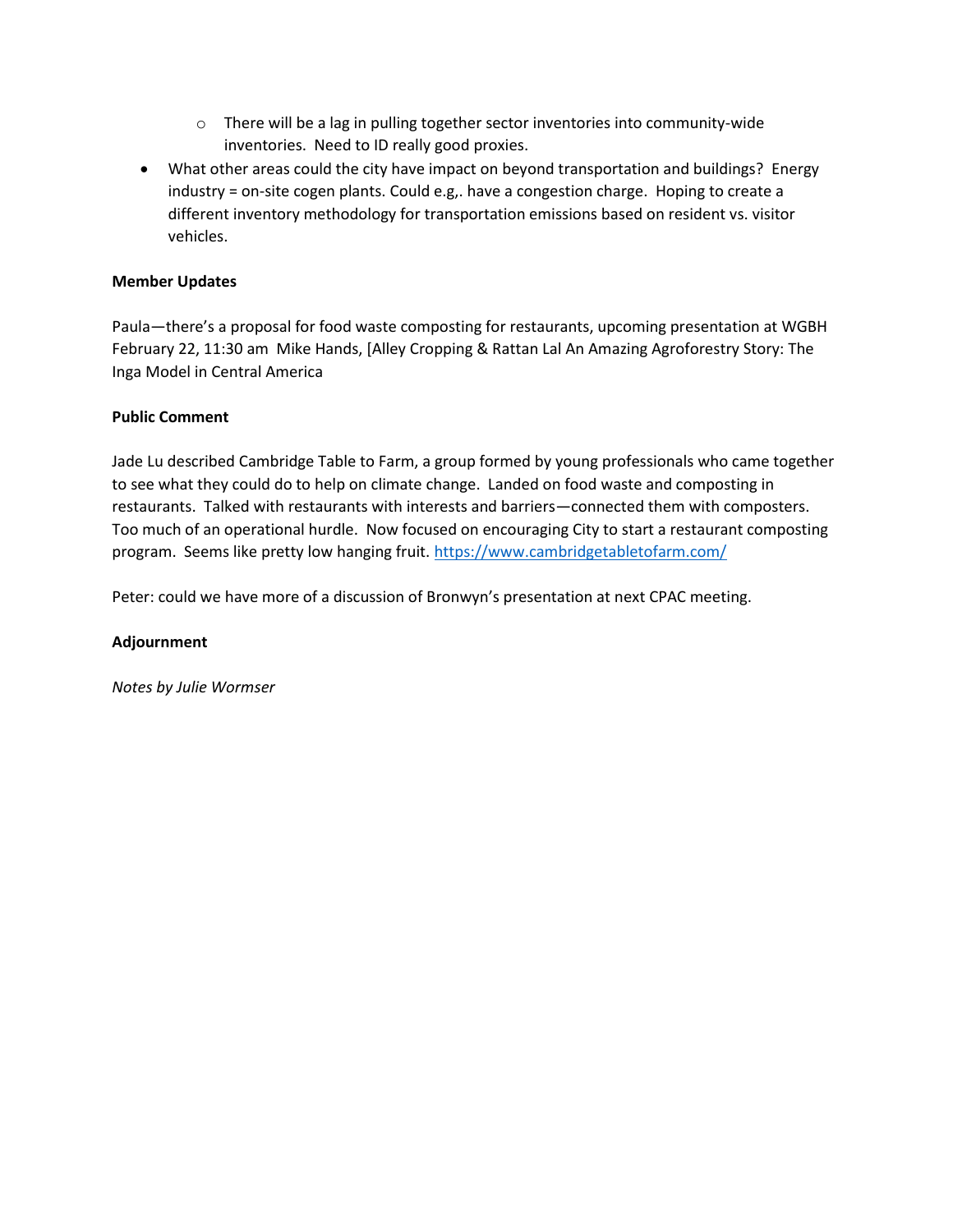- There will be a lag in pulling together sector inventories into community-wide inventories. Need to ID really good proxies.
- What other areas could the city have impact on beyond transportation and buildings? Energy industry = on-site cogen plants. Could e.g,. have a congestion charge. Hoping to create a different inventory methodology for transportation emissions based on resident vs. visitor vehicles.

**Member Updates**

Paula—there's a proposal for food waste composting for restaurants, upcoming presentation at WGBH February 22, 11:30 am Mike Hands, [Alley Cropping & Rattan Lal An Amazing Agroforestry Story: The Inga Model in Central America

**Public Comment**

Jade Lu described Cambridge Table to Farm, a group formed by young professionals who came together to see what they could do to help on climate change. Landed on food waste and composting in restaurants. Talked with restaurants with interests and barriers—connected them with composters. Too much of an operational hurdle. Now focused on encouraging City to start a restaurant composting program. Seems like pretty low hanging fruit. https://www.cambridgetabletofarm.com/

Peter: could we have more of a discussion of Bronwyn's presentation at next CPAC meeting.

**Adjournment**

*Notes by Julie Wormser*